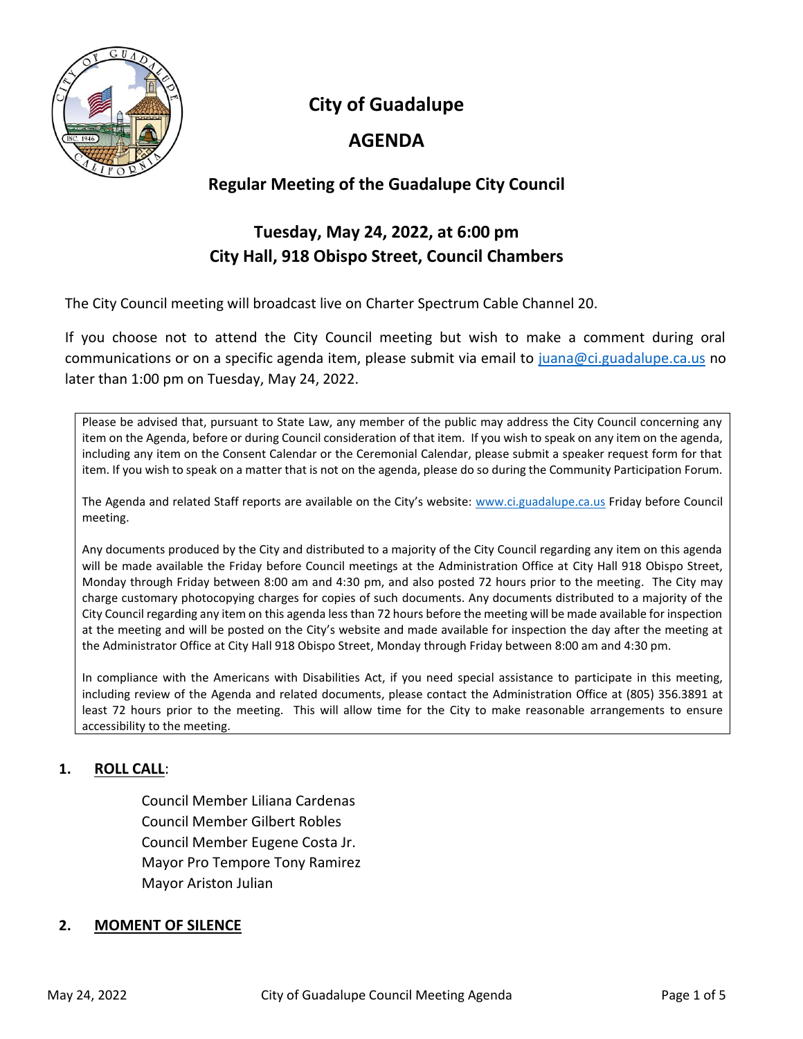# City of Guadalupe

# AGENDA

## Regular Meeting of the Guadalupe City Council

## Tuesday, May 24, 2022, at 6:00 pm
## City Hall, 918 Obispo Street, Council Chambers

The City Council meeting will broadcast live on Charter Spectrum Cable Channel 20.

If you choose not to attend the City Council meeting but wish to make a comment during oral communications or on a specific agenda item, please submit via email to juana@ci.guadalupe.ca.us no later than 1:00 pm on Tuesday, May 24, 2022.

> Please be advised that, pursuant to State Law, any member of the public may address the City Council concerning any item on the Agenda, before or during Council consideration of that item. If you wish to speak on any item on the agenda, including any item on the Consent Calendar or the Ceremonial Calendar, please submit a speaker request form for that item. If you wish to speak on a matter that is not on the agenda, please do so during the Community Participation Forum.
>
> The Agenda and related Staff reports are available on the City's website: www.ci.guadalupe.ca.us Friday before Council meeting.
>
> Any documents produced by the City and distributed to a majority of the City Council regarding any item on this agenda will be made available the Friday before Council meetings at the Administration Office at City Hall 918 Obispo Street, Monday through Friday between 8:00 am and 4:30 pm, and also posted 72 hours prior to the meeting. The City may charge customary photocopying charges for copies of such documents. Any documents distributed to a majority of the City Council regarding any item on this agenda less than 72 hours before the meeting will be made available for inspection at the meeting and will be posted on the City's website and made available for inspection the day after the meeting at the Administrator Office at City Hall 918 Obispo Street, Monday through Friday between 8:00 am and 4:30 pm.
>
> In compliance with the Americans with Disabilities Act, if you need special assistance to participate in this meeting, including review of the Agenda and related documents, please contact the Administration Office at (805) 356.3891 at least 72 hours prior to the meeting. This will allow time for the City to make reasonable arrangements to ensure accessibility to the meeting.

**1. ROLL CALL:**

Council Member Liliana Cardenas
Council Member Gilbert Robles
Council Member Eugene Costa Jr.
Mayor Pro Tempore Tony Ramirez
Mayor Ariston Julian

**2. MOMENT OF SILENCE**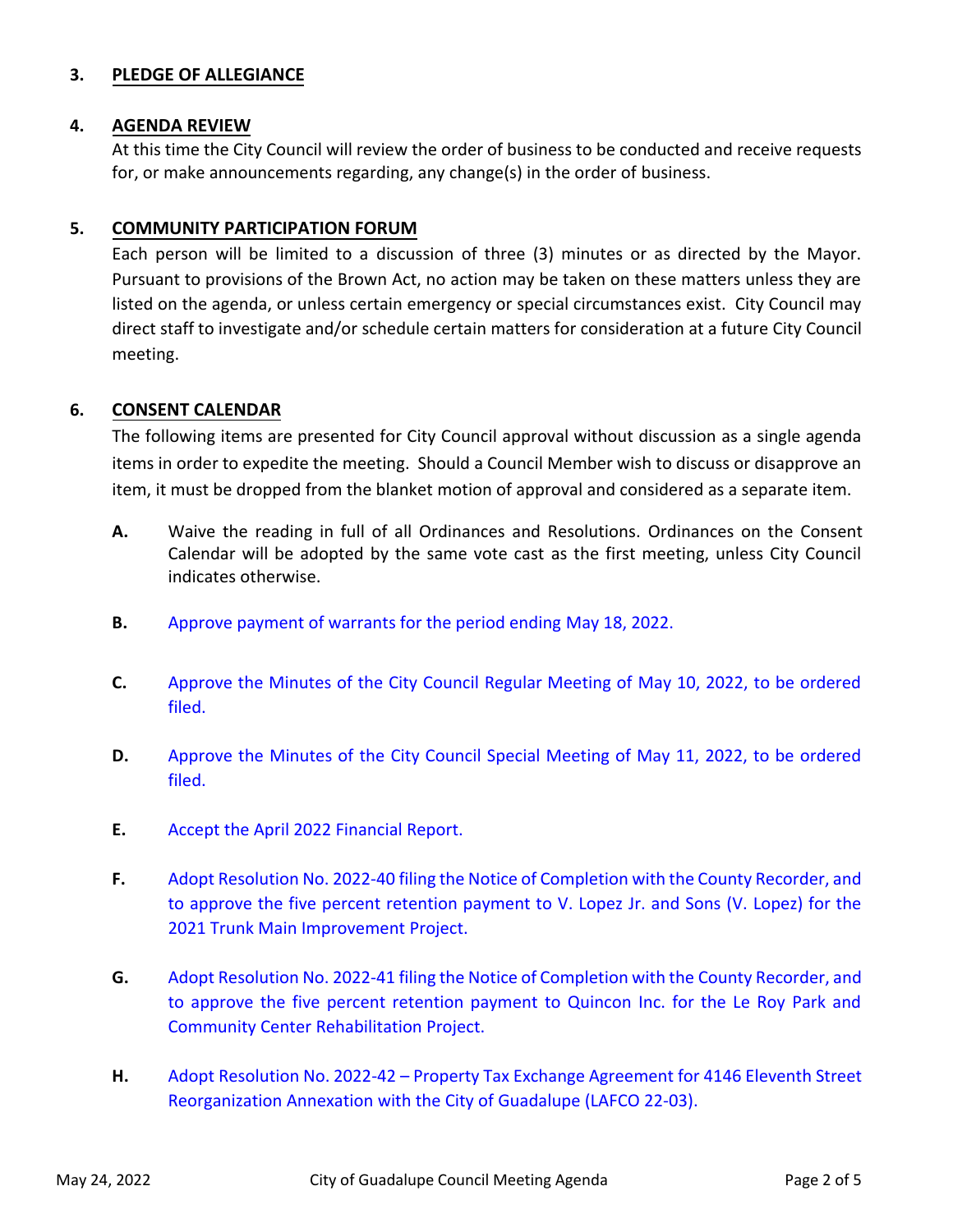## 3. PLEDGE OF ALLEGIANCE

## 4. AGENDA REVIEW

At this time the City Council will review the order of business to be conducted and receive requests for, or make announcements regarding, any change(s) in the order of business.

## 5. COMMUNITY PARTICIPATION FORUM

Each person will be limited to a discussion of three (3) minutes or as directed by the Mayor. Pursuant to provisions of the Brown Act, no action may be taken on these matters unless they are listed on the agenda, or unless certain emergency or special circumstances exist. City Council may direct staff to investigate and/or schedule certain matters for consideration at a future City Council meeting.

## 6. CONSENT CALENDAR

The following items are presented for City Council approval without discussion as a single agenda items in order to expedite the meeting. Should a Council Member wish to discuss or disapprove an item, it must be dropped from the blanket motion of approval and considered as a separate item.

**A.** Waive the reading in full of all Ordinances and Resolutions. Ordinances on the Consent Calendar will be adopted by the same vote cast as the first meeting, unless City Council indicates otherwise.

**B.** Approve payment of warrants for the period ending May 18, 2022.

**C.** Approve the Minutes of the City Council Regular Meeting of May 10, 2022, to be ordered filed.

**D.** Approve the Minutes of the City Council Special Meeting of May 11, 2022, to be ordered filed.

**E.** Accept the April 2022 Financial Report.

**F.** Adopt Resolution No. 2022-40 filing the Notice of Completion with the County Recorder, and to approve the five percent retention payment to V. Lopez Jr. and Sons (V. Lopez) for the 2021 Trunk Main Improvement Project.

**G.** Adopt Resolution No. 2022-41 filing the Notice of Completion with the County Recorder, and to approve the five percent retention payment to Quincon Inc. for the Le Roy Park and Community Center Rehabilitation Project.

**H.** Adopt Resolution No. 2022-42 – Property Tax Exchange Agreement for 4146 Eleventh Street Reorganization Annexation with the City of Guadalupe (LAFCO 22-03).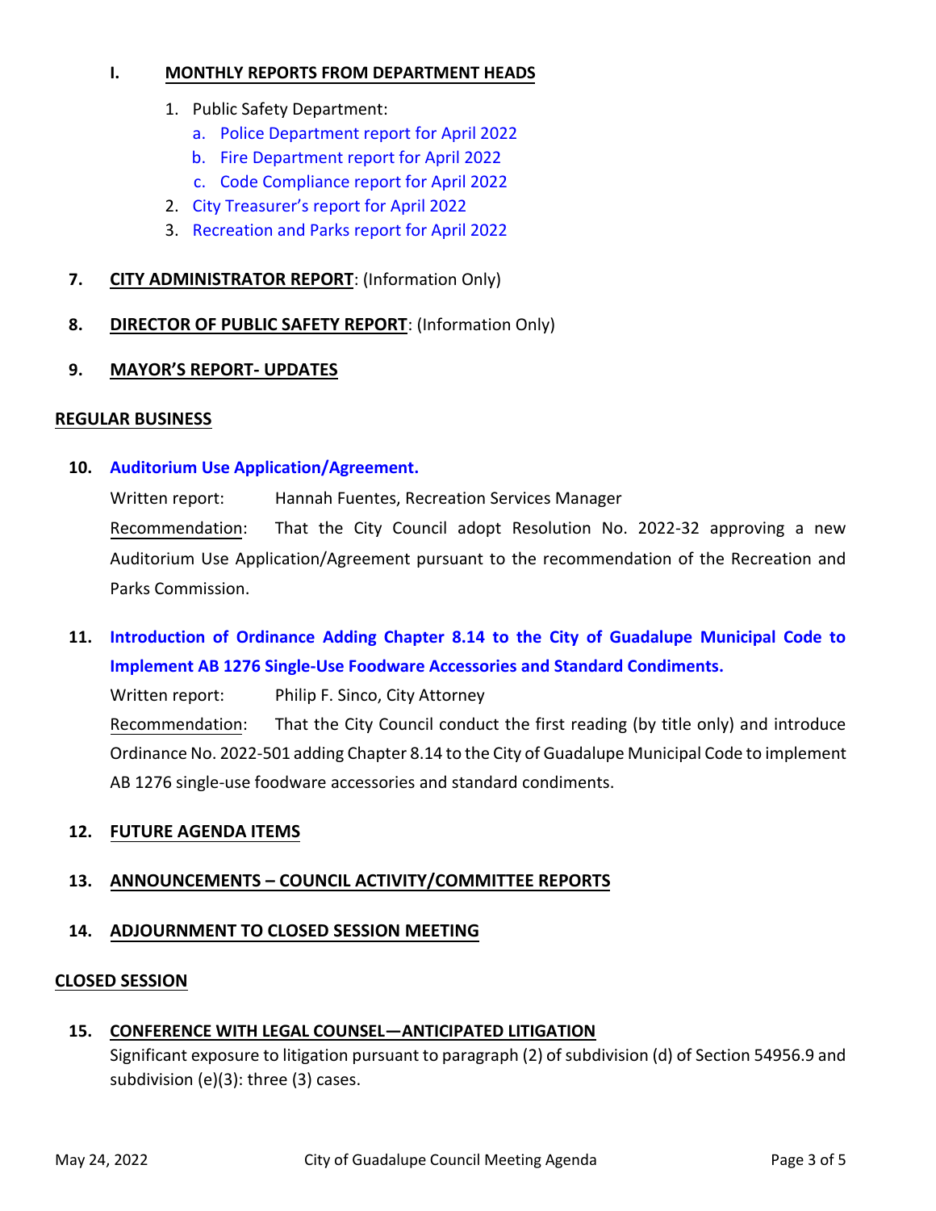### I. MONTHLY REPORTS FROM DEPARTMENT HEADS

1. Public Safety Department:
   a. Police Department report for April 2022
   b. Fire Department report for April 2022
   c. Code Compliance report for April 2022
2. City Treasurer's report for April 2022
3. Recreation and Parks report for April 2022

**7. CITY ADMINISTRATOR REPORT**: (Information Only)

**8. DIRECTOR OF PUBLIC SAFETY REPORT**: (Information Only)

**9. MAYOR'S REPORT- UPDATES**

## REGULAR BUSINESS

**10. Auditorium Use Application/Agreement.**

Written report: Hannah Fuentes, Recreation Services Manager

Recommendation: That the City Council adopt Resolution No. 2022-32 approving a new Auditorium Use Application/Agreement pursuant to the recommendation of the Recreation and Parks Commission.

**11. Introduction of Ordinance Adding Chapter 8.14 to the City of Guadalupe Municipal Code to Implement AB 1276 Single-Use Foodware Accessories and Standard Condiments.**

Written report: Philip F. Sinco, City Attorney

Recommendation: That the City Council conduct the first reading (by title only) and introduce Ordinance No. 2022-501 adding Chapter 8.14 to the City of Guadalupe Municipal Code to implement AB 1276 single-use foodware accessories and standard condiments.

**12. FUTURE AGENDA ITEMS**

**13. ANNOUNCEMENTS – COUNCIL ACTIVITY/COMMITTEE REPORTS**

**14. ADJOURNMENT TO CLOSED SESSION MEETING**

## CLOSED SESSION

**15. CONFERENCE WITH LEGAL COUNSEL—ANTICIPATED LITIGATION**

Significant exposure to litigation pursuant to paragraph (2) of subdivision (d) of Section 54956.9 and subdivision (e)(3): three (3) cases.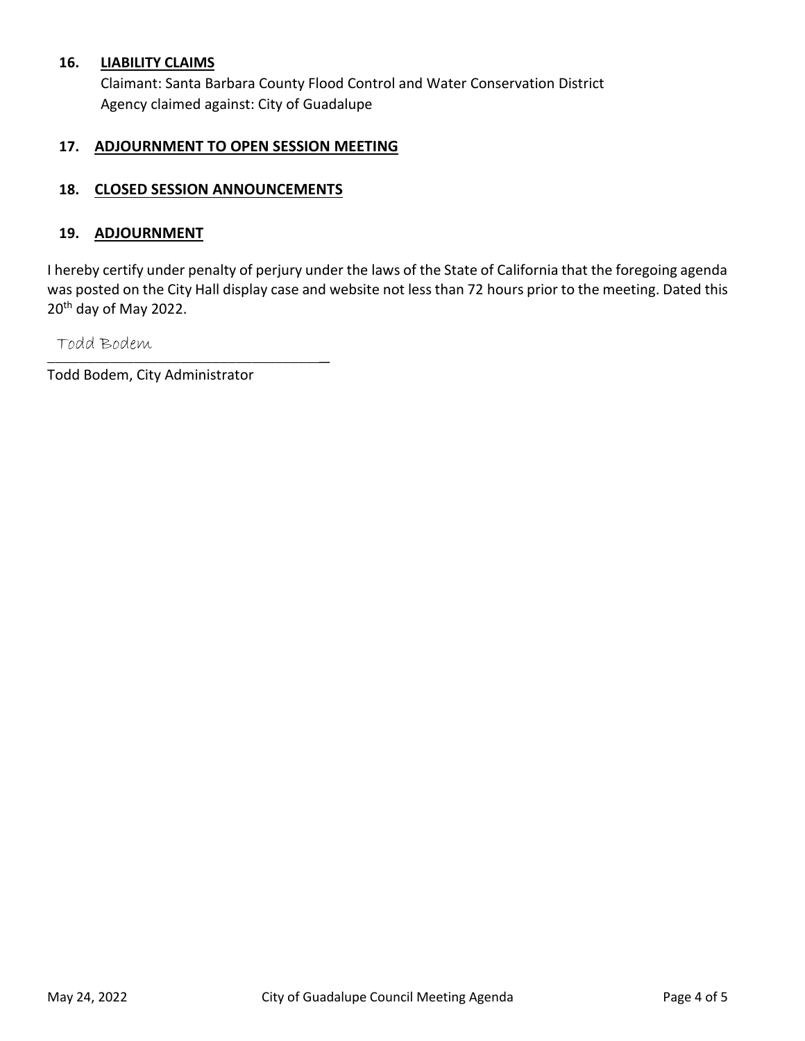**16. LIABILITY CLAIMS**

Claimant: Santa Barbara County Flood Control and Water Conservation District
Agency claimed against: City of Guadalupe

**17. ADJOURNMENT TO OPEN SESSION MEETING**

**18. CLOSED SESSION ANNOUNCEMENTS**

**19. ADJOURNMENT**

I hereby certify under penalty of perjury under the laws of the State of California that the foregoing agenda was posted on the City Hall display case and website not less than 72 hours prior to the meeting. Dated this 20th day of May 2022.

Todd Bodem
_____________________________________

Todd Bodem, City Administrator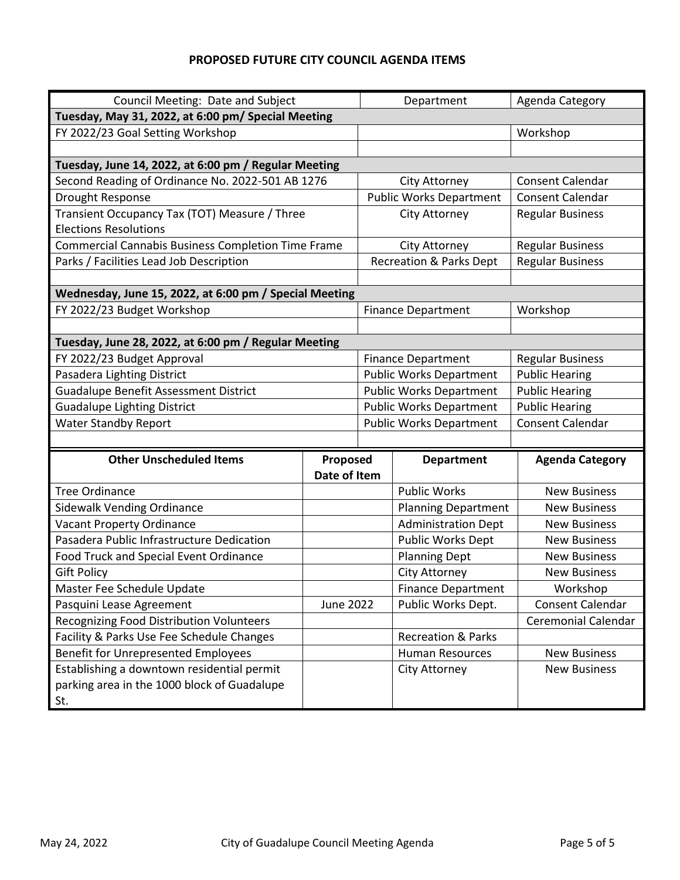## PROPOSED FUTURE CITY COUNCIL AGENDA ITEMS

| Council Meeting: Date and Subject | Department | Agenda Category |
|---|---|---|
| **Tuesday, May 31, 2022, at 6:00 pm/ Special Meeting** | | |
| FY 2022/23 Goal Setting Workshop | | Workshop |
| | | |
| **Tuesday, June 14, 2022, at 6:00 pm / Regular Meeting** | | |
| Second Reading of Ordinance No. 2022-501 AB 1276 | City Attorney | Consent Calendar |
| Drought Response | Public Works Department | Consent Calendar |
| Transient Occupancy Tax (TOT) Measure / Three Elections Resolutions | City Attorney | Regular Business |
| Commercial Cannabis Business Completion Time Frame | City Attorney | Regular Business |
| Parks / Facilities Lead Job Description | Recreation & Parks Dept | Regular Business |
| | | |
| **Wednesday, June 15, 2022, at 6:00 pm / Special Meeting** | | |
| FY 2022/23 Budget Workshop | Finance Department | Workshop |
| | | |
| **Tuesday, June 28, 2022, at 6:00 pm / Regular Meeting** | | |
| FY 2022/23 Budget Approval | Finance Department | Regular Business |
| Pasadera Lighting District | Public Works Department | Public Hearing |
| Guadalupe Benefit Assessment District | Public Works Department | Public Hearing |
| Guadalupe Lighting District | Public Works Department | Public Hearing |
| Water Standby Report | Public Works Department | Consent Calendar |
| | | |

| Other Unscheduled Items | Proposed Date of Item | Department | Agenda Category |
|---|---|---|---|
| Tree Ordinance | | Public Works | New Business |
| Sidewalk Vending Ordinance | | Planning Department | New Business |
| Vacant Property Ordinance | | Administration Dept | New Business |
| Pasadera Public Infrastructure Dedication | | Public Works Dept | New Business |
| Food Truck and Special Event Ordinance | | Planning Dept | New Business |
| Gift Policy | | City Attorney | New Business |
| Master Fee Schedule Update | | Finance Department | Workshop |
| Pasquini Lease Agreement | June 2022 | Public Works Dept. | Consent Calendar |
| Recognizing Food Distribution Volunteers | | | Ceremonial Calendar |
| Facility & Parks Use Fee Schedule Changes | | Recreation & Parks | |
| Benefit for Unrepresented Employees | | Human Resources | New Business |
| Establishing a downtown residential permit parking area in the 1000 block of Guadalupe St. | | City Attorney | New Business |